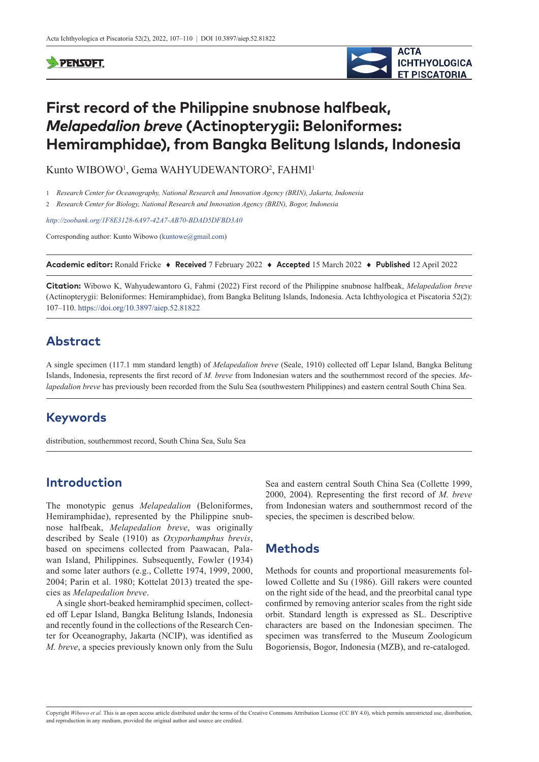# First record of the Philippine snubnose halfbeak, *Melapedalion breve* (Actinopterygii: Beloniformes: Hemiramphidae), from Bangka Belitung Islands, Indonesia

Kunto WIBOWO[1], Gema WAHYUDEWANTORO[2], FAHMI[1]

1 *Research Center for Oceanography, National Research and Innovation Agency (BRIN), Jakarta, Indonesia*

2 *Research Center for Biology, National Research and Innovation Agency (BRIN), Bogor, Indonesia*

*http://zoobank.org/1F8E3128-6A97-42A7-AB70-BDAD5DFBD3A0*

Corresponding author: Kunto Wibowo (kuntowe@gmail.com)

**Academic editor:** Ronald Fricke ♦ **Received** 7 February 2022 ♦ **Accepted** 15 March 2022 ♦ **Published** 12 April 2022

**Citation:** Wibowo K, Wahyudewantoro G, Fahmi (2022) First record of the Philippine snubnose halfbeak, *Melapedalion breve* (Actinopterygii: Beloniformes: Hemiramphidae), from Bangka Belitung Islands, Indonesia. Acta Ichthyologica et Piscatoria 52(2): 107–110. https://doi.org/10.3897/aiep.52.81822

## Abstract

A single specimen (117.1 mm standard length) of *Melapedalion breve* (Seale, 1910) collected off Lepar Island, Bangka Belitung Islands, Indonesia, represents the first record of *M. breve* from Indonesian waters and the southernmost record of the species. *Melapedalion breve* has previously been recorded from the Sulu Sea (southwestern Philippines) and eastern central South China Sea.

## Keywords

distribution, southernmost record, South China Sea, Sulu Sea

## Introduction

The monotypic genus *Melapedalion* (Beloniformes, Hemiramphidae), represented by the Philippine snubnose halfbeak, *Melapedalion breve*, was originally described by Seale (1910) as *Oxyporhamphus brevis*, based on specimens collected from Paawacan, Palawan Island, Philippines. Subsequently, Fowler (1934) and some later authors (e.g., Collette 1974, 1999, 2000, 2004; Parin et al. 1980; Kottelat 2013) treated the species as *Melapedalion breve*.

A single short-beaked hemiramphid specimen, collected off Lepar Island, Bangka Belitung Islands, Indonesia and recently found in the collections of the Research Center for Oceanography, Jakarta (NCIP), was identified as *M. breve*, a species previously known only from the Sulu Sea and eastern central South China Sea (Collette 1999, 2000, 2004). Representing the first record of *M. breve* from Indonesian waters and southernmost record of the species, the specimen is described below.

## Methods

Methods for counts and proportional measurements followed Collette and Su (1986). Gill rakers were counted on the right side of the head, and the preorbital canal type confirmed by removing anterior scales from the right side orbit. Standard length is expressed as SL. Descriptive characters are based on the Indonesian specimen. The specimen was transferred to the Museum Zoologicum Bogoriensis, Bogor, Indonesia (MZB), and re-cataloged.

Copyright *Wibowo et al.* This is an open access article distributed under the terms of the Creative Commons Attribution License (CC BY 4.0), which permits unrestricted use, distribution, and reproduction in any medium, provided the original author and source are credited.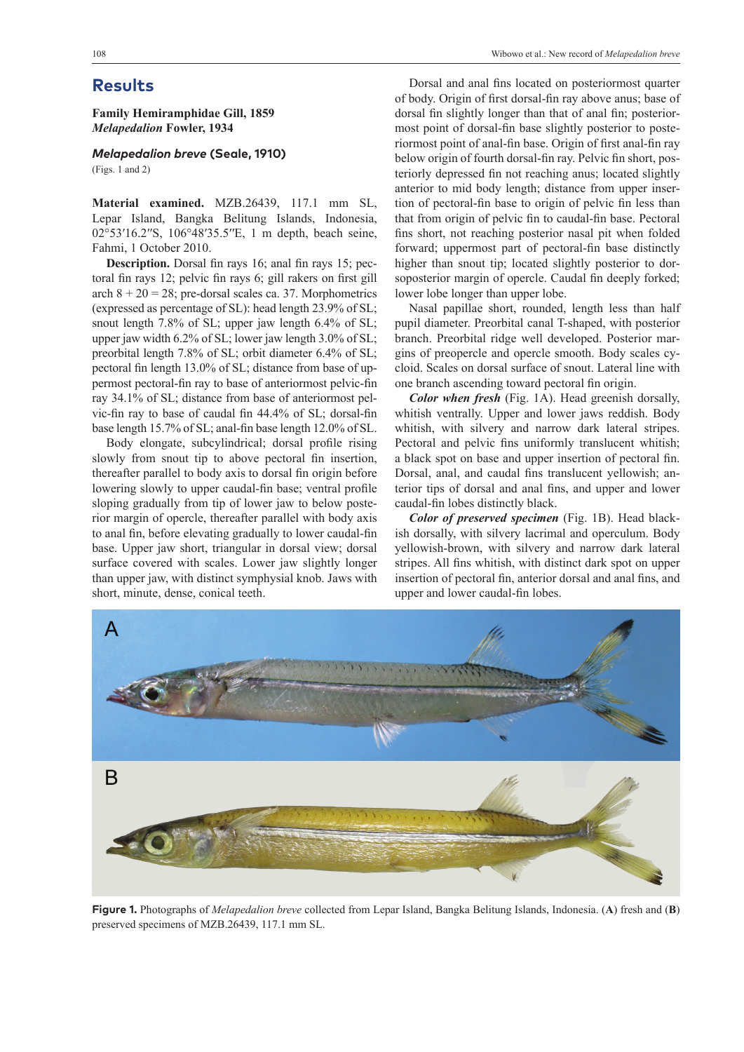## Results

**Family Hemiramphidae Gill, 1859**
***Melapedalion* Fowler, 1934**

### *Melapedalion breve* (Seale, 1910)

(Figs. 1 and 2)

**Material examined.** MZB.26439, 117.1 mm SL, Lepar Island, Bangka Belitung Islands, Indonesia, 02°53′16.2″S, 106°48′35.5″E, 1 m depth, beach seine, Fahmi, 1 October 2010.

**Description.** Dorsal fin rays 16; anal fin rays 15; pectoral fin rays 12; pelvic fin rays 6; gill rakers on first gill arch 8 + 20 = 28; pre-dorsal scales ca. 37. Morphometrics (expressed as percentage of SL): head length 23.9% of SL; snout length 7.8% of SL; upper jaw length 6.4% of SL; upper jaw width 6.2% of SL; lower jaw length 3.0% of SL; preorbital length 7.8% of SL; orbit diameter 6.4% of SL; pectoral fin length 13.0% of SL; distance from base of uppermost pectoral-fin ray to base of anteriormost pelvic-fin ray 34.1% of SL; distance from base of anteriormost pelvic-fin ray to base of caudal fin 44.4% of SL; dorsal-fin base length 15.7% of SL; anal-fin base length 12.0% of SL.

Body elongate, subcylindrical; dorsal profile rising slowly from snout tip to above pectoral fin insertion, thereafter parallel to body axis to dorsal fin origin before lowering slowly to upper caudal-fin base; ventral profile sloping gradually from tip of lower jaw to below posterior margin of opercle, thereafter parallel with body axis to anal fin, before elevating gradually to lower caudal-fin base. Upper jaw short, triangular in dorsal view; dorsal surface covered with scales. Lower jaw slightly longer than upper jaw, with distinct symphysial knob. Jaws with short, minute, dense, conical teeth.

Dorsal and anal fins located on posteriormost quarter of body. Origin of first dorsal-fin ray above anus; base of dorsal fin slightly longer than that of anal fin; posteriormost point of dorsal-fin base slightly posterior to posteriormost point of anal-fin base. Origin of first anal-fin ray below origin of fourth dorsal-fin ray. Pelvic fin short, posteriorly depressed fin not reaching anus; located slightly anterior to mid body length; distance from upper insertion of pectoral-fin base to origin of pelvic fin less than that from origin of pelvic fin to caudal-fin base. Pectoral fins short, not reaching posterior nasal pit when folded forward; uppermost part of pectoral-fin base distinctly higher than snout tip; located slightly posterior to dorsoposterior margin of opercle. Caudal fin deeply forked; lower lobe longer than upper lobe.

Nasal papillae short, rounded, length less than half pupil diameter. Preorbital canal T-shaped, with posterior branch. Preorbital ridge well developed. Posterior margins of preopercle and opercle smooth. Body scales cycloid. Scales on dorsal surface of snout. Lateral line with one branch ascending toward pectoral fin origin.

***Color when fresh*** (Fig. 1A). Head greenish dorsally, whitish ventrally. Upper and lower jaws reddish. Body whitish, with silvery and narrow dark lateral stripes. Pectoral and pelvic fins uniformly translucent whitish; a black spot on base and upper insertion of pectoral fin. Dorsal, anal, and caudal fins translucent yellowish; anterior tips of dorsal and anal fins, and upper and lower caudal-fin lobes distinctly black.

***Color of preserved specimen*** (Fig. 1B). Head blackish dorsally, with silvery lacrimal and operculum. Body yellowish-brown, with silvery and narrow dark lateral stripes. All fins whitish, with distinct dark spot on upper insertion of pectoral fin, anterior dorsal and anal fins, and upper and lower caudal-fin lobes.

**Figure 1.** Photographs of *Melapedalion breve* collected from Lepar Island, Bangka Belitung Islands, Indonesia. (**A**) fresh and (**B**) preserved specimens of MZB.26439, 117.1 mm SL.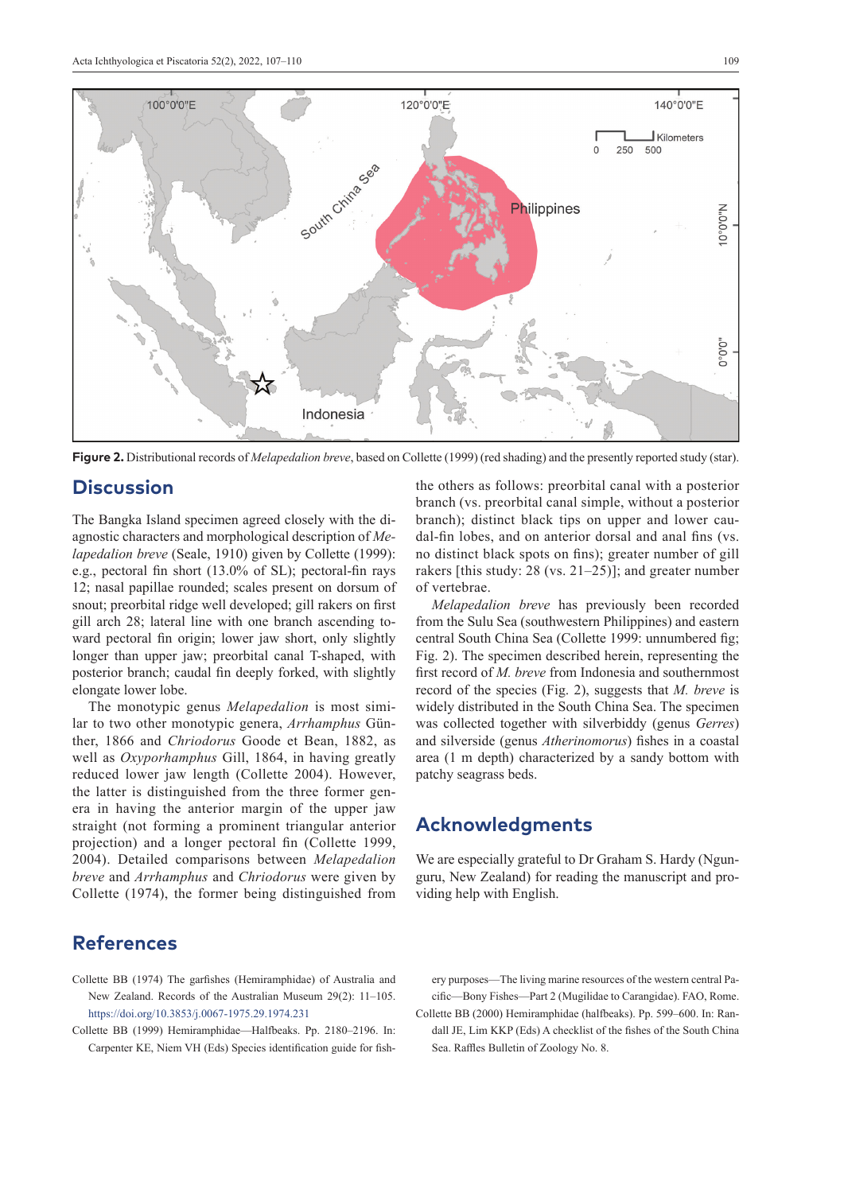**Figure 2.** Distributional records of *Melapedalion breve*, based on Collette (1999) (red shading) and the presently reported study (star).

## Discussion

The Bangka Island specimen agreed closely with the diagnostic characters and morphological description of *Melapedalion breve* (Seale, 1910) given by Collette (1999): e.g., pectoral fin short (13.0% of SL); pectoral-fin rays 12; nasal papillae rounded; scales present on dorsum of snout; preorbital ridge well developed; gill rakers on first gill arch 28; lateral line with one branch ascending toward pectoral fin origin; lower jaw short, only slightly longer than upper jaw; preorbital canal T-shaped, with posterior branch; caudal fin deeply forked, with slightly elongate lower lobe.

The monotypic genus *Melapedalion* is most similar to two other monotypic genera, *Arrhamphus* Günther, 1866 and *Chriodorus* Goode et Bean, 1882, as well as *Oxyporhamphus* Gill, 1864, in having greatly reduced lower jaw length (Collette 2004). However, the latter is distinguished from the three former genera in having the anterior margin of the upper jaw straight (not forming a prominent triangular anterior projection) and a longer pectoral fin (Collette 1999, 2004). Detailed comparisons between *Melapedalion breve* and *Arrhamphus* and *Chriodorus* were given by Collette (1974), the former being distinguished from the others as follows: preorbital canal with a posterior branch (vs. preorbital canal simple, without a posterior branch); distinct black tips on upper and lower caudal-fin lobes, and on anterior dorsal and anal fins (vs. no distinct black spots on fins); greater number of gill rakers [this study: 28 (vs. 21–25)]; and greater number of vertebrae.

*Melapedalion breve* has previously been recorded from the Sulu Sea (southwestern Philippines) and eastern central South China Sea (Collette 1999: unnumbered fig; Fig. 2). The specimen described herein, representing the first record of *M. breve* from Indonesia and southernmost record of the species (Fig. 2), suggests that *M. breve* is widely distributed in the South China Sea. The specimen was collected together with silverbiddy (genus *Gerres*) and silverside (genus *Atherinomorus*) fishes in a coastal area (1 m depth) characterized by a sandy bottom with patchy seagrass beds.

## Acknowledgments

We are especially grateful to Dr Graham S. Hardy (Ngunguru, New Zealand) for reading the manuscript and providing help with English.

## References

Collette BB (1974) The garfishes (Hemiramphidae) of Australia and New Zealand. Records of the Australian Museum 29(2): 11–105. https://doi.org/10.3853/j.0067-1975.29.1974.231

Collette BB (1999) Hemiramphidae—Halfbeaks. Pp. 2180–2196. In: Carpenter KE, Niem VH (Eds) Species identification guide for fishery purposes—The living marine resources of the western central Pacific—Bony Fishes—Part 2 (Mugilidae to Carangidae). FAO, Rome.

Collette BB (2000) Hemiramphidae (halfbeaks). Pp. 599–600. In: Randall JE, Lim KKP (Eds) A checklist of the fishes of the South China Sea. Raffles Bulletin of Zoology No. 8.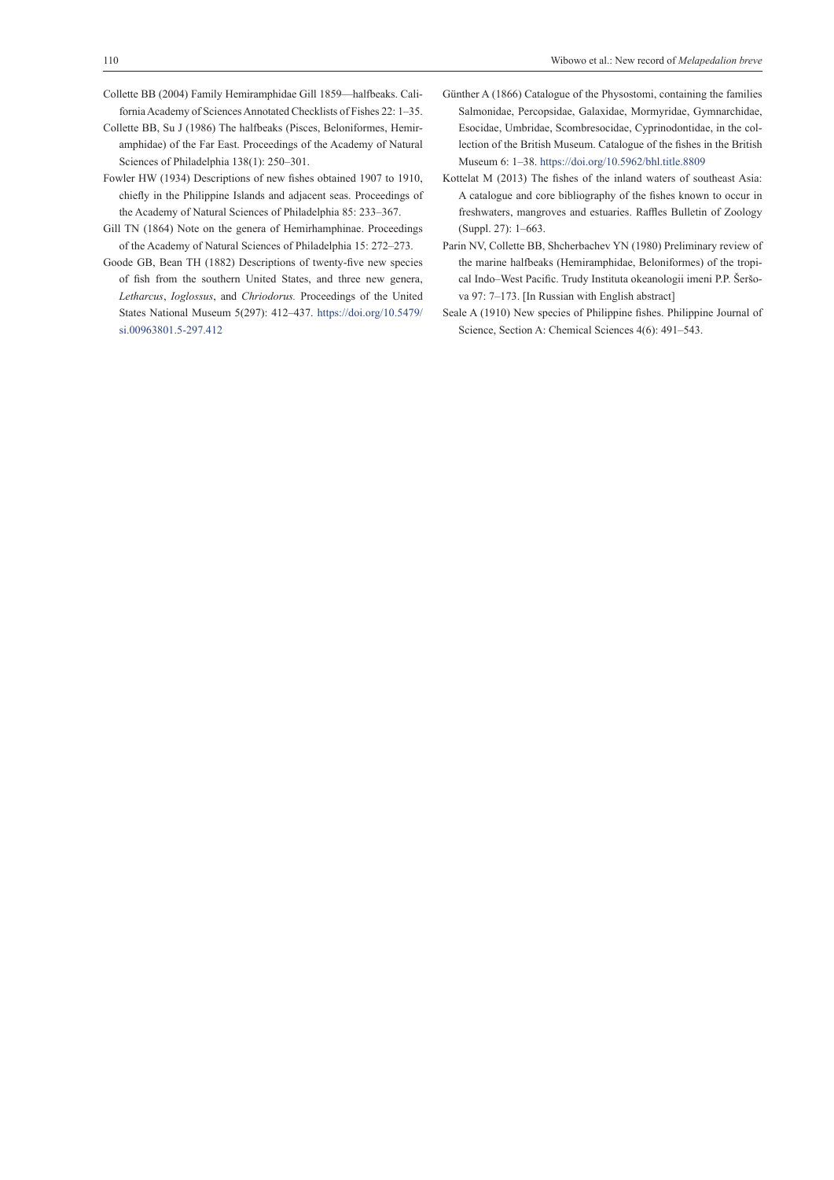Collette BB (2004) Family Hemiramphidae Gill 1859—halfbeaks. California Academy of Sciences Annotated Checklists of Fishes 22: 1–35.

Collette BB, Su J (1986) The halfbeaks (Pisces, Beloniformes, Hemiramphidae) of the Far East. Proceedings of the Academy of Natural Sciences of Philadelphia 138(1): 250–301.

Fowler HW (1934) Descriptions of new fishes obtained 1907 to 1910, chiefly in the Philippine Islands and adjacent seas. Proceedings of the Academy of Natural Sciences of Philadelphia 85: 233–367.

Gill TN (1864) Note on the genera of Hemirhamphinae. Proceedings of the Academy of Natural Sciences of Philadelphia 15: 272–273.

Goode GB, Bean TH (1882) Descriptions of twenty-five new species of fish from the southern United States, and three new genera, *Letharcus*, *Ioglossus*, and *Chriodorus.* Proceedings of the United States National Museum 5(297): 412–437. https://doi.org/10.5479/si.00963801.5-297.412

Günther A (1866) Catalogue of the Physostomi, containing the families Salmonidae, Percopsidae, Galaxidae, Mormyridae, Gymnarchidae, Esocidae, Umbridae, Scombresocidae, Cyprinodontidae, in the collection of the British Museum. Catalogue of the fishes in the British Museum 6: 1–38. https://doi.org/10.5962/bhl.title.8809

Kottelat M (2013) The fishes of the inland waters of southeast Asia: A catalogue and core bibliography of the fishes known to occur in freshwaters, mangroves and estuaries. Raffles Bulletin of Zoology (Suppl. 27): 1–663.

Parin NV, Collette BB, Shcherbachev YN (1980) Preliminary review of the marine halfbeaks (Hemiramphidae, Beloniformes) of the tropical Indo–West Pacific. Trudy Instituta okeanologii imeni P.P. Šeršova 97: 7–173. [In Russian with English abstract]

Seale A (1910) New species of Philippine fishes. Philippine Journal of Science, Section A: Chemical Sciences 4(6): 491–543.